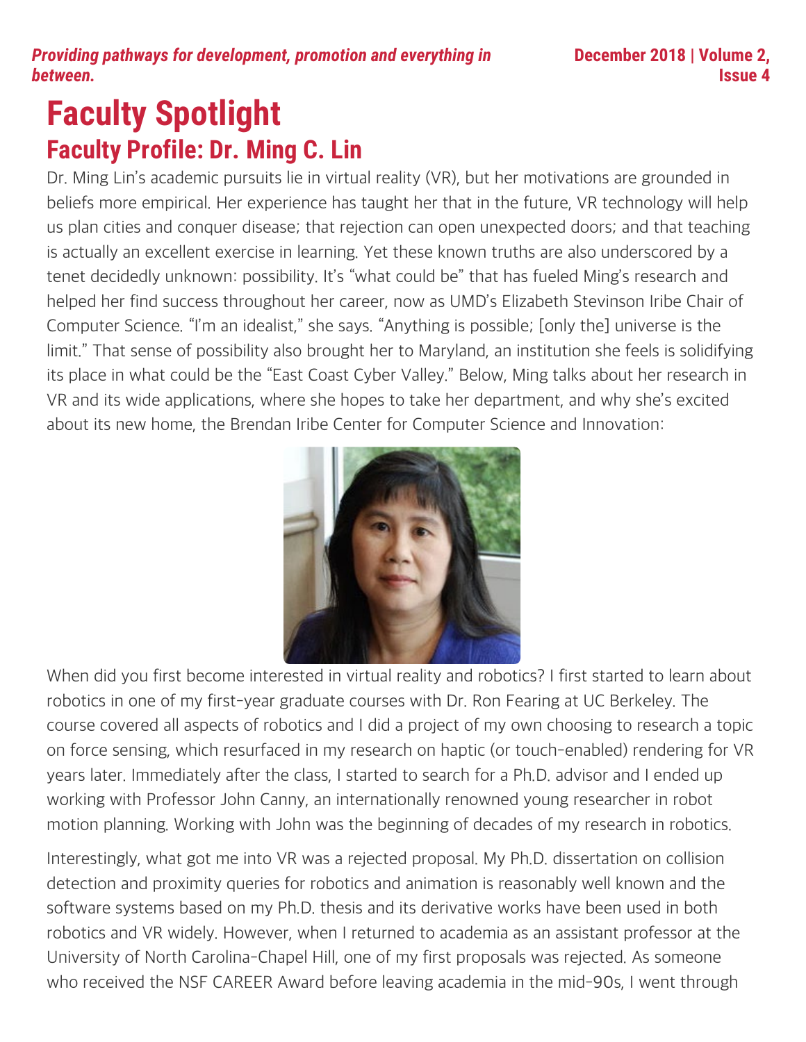*Providing pathways for development, promotion and everything in between.*

# Faculty Spotlight

## Faculty Profile: Dr. Ming C. Lin

Dr. Ming Lin's academic pursuits lie in virtual reality (VR), but her motivations are grounded in beliefs more empirical. Her experience has taught her that in the future, VR technology will help us plan cities and conquer disease; that rejection can open unexpected doors; and that teaching is actually an excellent exercise in learning. Yet these known truths are also underscored by a tenet decidedly unknown: possibility. It's "what could be" that has fueled Ming's research and helped her find success throughout her career, now as UMD's Elizabeth Stevinson Iribe Chair of Computer Science. "I'm an idealist," she says. "Anything is possible; [only the] universe is the limit." That sense of possibility also brought her to Maryland, an institution she feels is solidifying its place in what could be the "East Coast Cyber Valley." Below, Ming talks about her research in VR and its wide applications, where she hopes to take her department, and why she's excited about its new home, the Brendan Iribe Center for Computer Science and Innovation:

When did you first become interested in virtual reality and robotics? I first started to learn about robotics in one of my first-year graduate courses with Dr. Ron Fearing at UC Berkeley. The course covered all aspects of robotics and I did a project of my own choosing to research a topic on force sensing, which resurfaced in my research on haptic (or touch-enabled) rendering for VR years later. Immediately after the class, I started to search for a Ph.D. advisor and I ended up working with Professor John Canny, an internationally renowned young researcher in robot motion planning. Working with John was the beginning of decades of my research in robotics.

Interestingly, what got me into VR was a rejected proposal. My Ph.D. dissertation on collision detection and proximity queries for robotics and animation is reasonably well known and the software systems based on my Ph.D. thesis and its derivative works have been used in both robotics and VR widely. However, when I returned to academia as an assistant professor at the University of North Carolina-Chapel Hill, one of my first proposals was rejected. As someone who received the NSF CAREER Award before leaving academia in the mid-90s, I went through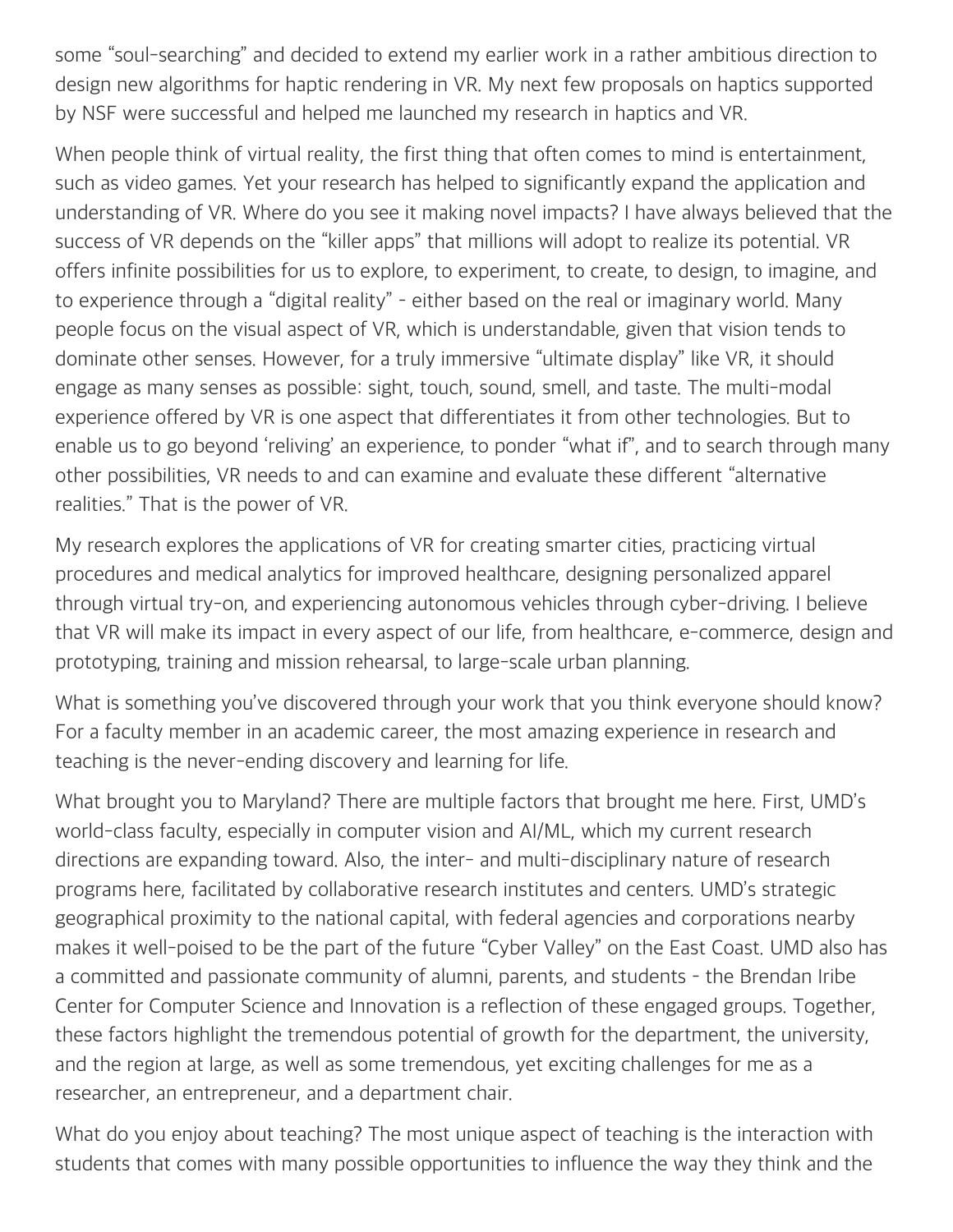some "soul-searching" and decided to extend my earlier work in a rather ambitious direction to design new algorithms for haptic rendering in VR. My next few proposals on haptics supported by NSF were successful and helped me launched my research in haptics and VR.

When people think of virtual reality, the first thing that often comes to mind is entertainment, such as video games. Yet your research has helped to significantly expand the application and understanding of VR. Where do you see it making novel impacts? I have always believed that the success of VR depends on the "killer apps" that millions will adopt to realize its potential. VR offers infinite possibilities for us to explore, to experiment, to create, to design, to imagine, and to experience through a "digital reality" - either based on the real or imaginary world. Many people focus on the visual aspect of VR, which is understandable, given that vision tends to dominate other senses. However, for a truly immersive "ultimate display" like VR, it should engage as many senses as possible: sight, touch, sound, smell, and taste. The multi-modal experience offered by VR is one aspect that differentiates it from other technologies. But to enable us to go beyond 'reliving' an experience, to ponder "what if", and to search through many other possibilities, VR needs to and can examine and evaluate these different "alternative realities." That is the power of VR.

My research explores the applications of VR for creating smarter cities, practicing virtual procedures and medical analytics for improved healthcare, designing personalized apparel through virtual try-on, and experiencing autonomous vehicles through cyber-driving. I believe that VR will make its impact in every aspect of our life, from healthcare, e-commerce, design and prototyping, training and mission rehearsal, to large-scale urban planning.

What is something you've discovered through your work that you think everyone should know? For a faculty member in an academic career, the most amazing experience in research and teaching is the never-ending discovery and learning for life.

What brought you to Maryland? There are multiple factors that brought me here. First, UMD's world-class faculty, especially in computer vision and AI/ML, which my current research directions are expanding toward. Also, the inter- and multi-disciplinary nature of research programs here, facilitated by collaborative research institutes and centers. UMD's strategic geographical proximity to the national capital, with federal agencies and corporations nearby makes it well-poised to be the part of the future "Cyber Valley" on the East Coast. UMD also has a committed and passionate community of alumni, parents, and students - the Brendan Iribe Center for Computer Science and Innovation is a reflection of these engaged groups. Together, these factors highlight the tremendous potential of growth for the department, the university, and the region at large, as well as some tremendous, yet exciting challenges for me as a researcher, an entrepreneur, and a department chair.

What do you enjoy about teaching? The most unique aspect of teaching is the interaction with students that comes with many possible opportunities to influence the way they think and the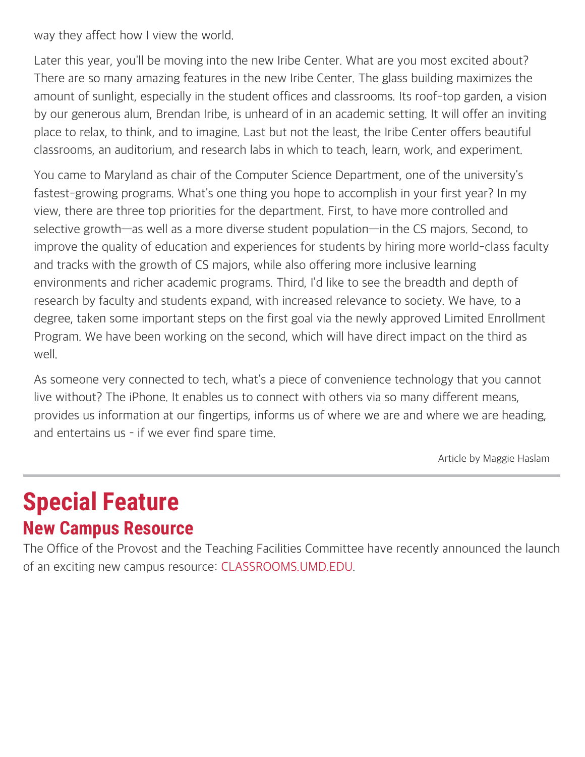way they affect how I view the world.

Later this year, you'll be moving into the new Iribe Center. What are you most excited about? There are so many amazing features in the new Iribe Center. The glass building maximizes the amount of sunlight, especially in the student offices and classrooms. Its roof-top garden, a vision by our generous alum, Brendan Iribe, is unheard of in an academic setting. It will offer an inviting place to relax, to think, and to imagine. Last but not the least, the Iribe Center offers beautiful classrooms, an auditorium, and research labs in which to teach, learn, work, and experiment.

You came to Maryland as chair of the Computer Science Department, one of the university's fastest-growing programs. What's one thing you hope to accomplish in your first year? In my view, there are three top priorities for the department. First, to have more controlled and selective growth—as well as a more diverse student population—in the CS majors. Second, to improve the quality of education and experiences for students by hiring more world-class faculty and tracks with the growth of CS majors, while also offering more inclusive learning environments and richer academic programs. Third, I'd like to see the breadth and depth of research by faculty and students expand, with increased relevance to society. We have, to a degree, taken some important steps on the first goal via the newly approved Limited Enrollment Program. We have been working on the second, which will have direct impact on the third as well.

As someone very connected to tech, what's a piece of convenience technology that you cannot live without? The iPhone. It enables us to connect with others via so many different means, provides us information at our fingertips, informs us of where we are and where we are heading, and entertains us - if we ever find spare time.

Article by Maggie Haslam

---

# Special Feature

## New Campus Resource

The Office of the Provost and the Teaching Facilities Committee have recently announced the launch of an exciting new campus resource: CLASSROOMS.UMD.EDU.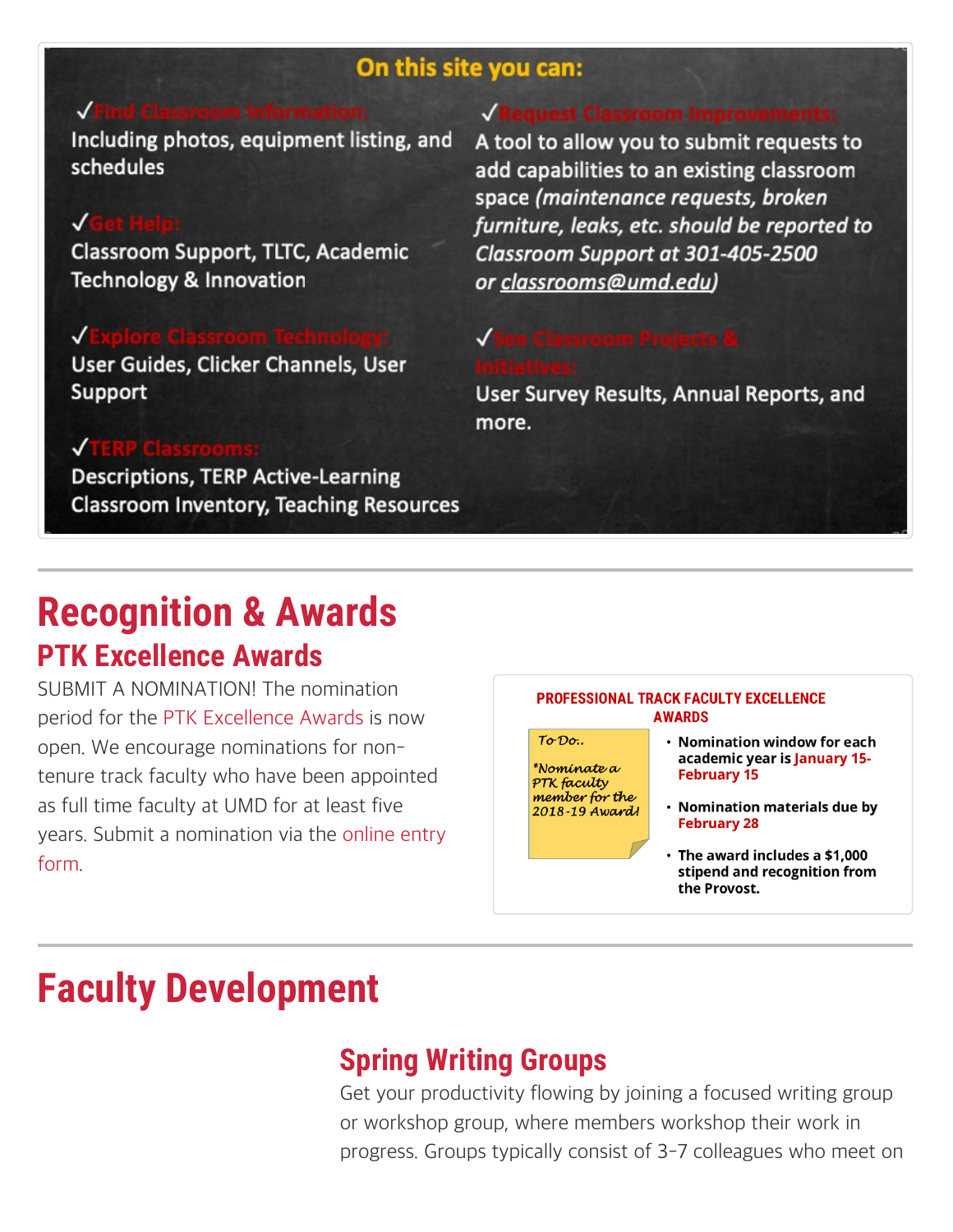**On this site you can:**

✓ **Find Classroom Information:**
Including photos, equipment listing, and schedules

✓ **Get Help:**
Classroom Support, TLTC, Academic Technology & Innovation

✓ **Explore Classroom Technology:**
User Guides, Clicker Channels, User Support

✓ **TERP Classrooms:**
Descriptions, TERP Active-Learning Classroom Inventory, Teaching Resources

✓ **Request Classroom Improvements:**
A tool to allow you to submit requests to add capabilities to an existing classroom space *(maintenance requests, broken furniture, leaks, etc. should be reported to Classroom Support at 301-405-2500 or classrooms@umd.edu)*

✓ **See Classroom Projects & Initiatives:**
User Survey Results, Annual Reports, and more.

# Recognition & Awards

## PTK Excellence Awards

SUBMIT A NOMINATION! The nomination period for the PTK Excellence Awards is now open. We encourage nominations for non-tenure track faculty who have been appointed as full time faculty at UMD for at least five years. Submit a nomination via the online entry form.

**PROFESSIONAL TRACK FACULTY EXCELLENCE AWARDS**

To Do:.

*Nominate a PTK faculty member for the 2018-19 Award!

- **Nomination window for each academic year is January 15-February 15**
- **Nomination materials due by February 28**
- **The award includes a $1,000 stipend and recognition from the Provost.**

# Faculty Development

## Spring Writing Groups

Get your productivity flowing by joining a focused writing group or workshop group, where members workshop their work in progress. Groups typically consist of 3-7 colleagues who meet on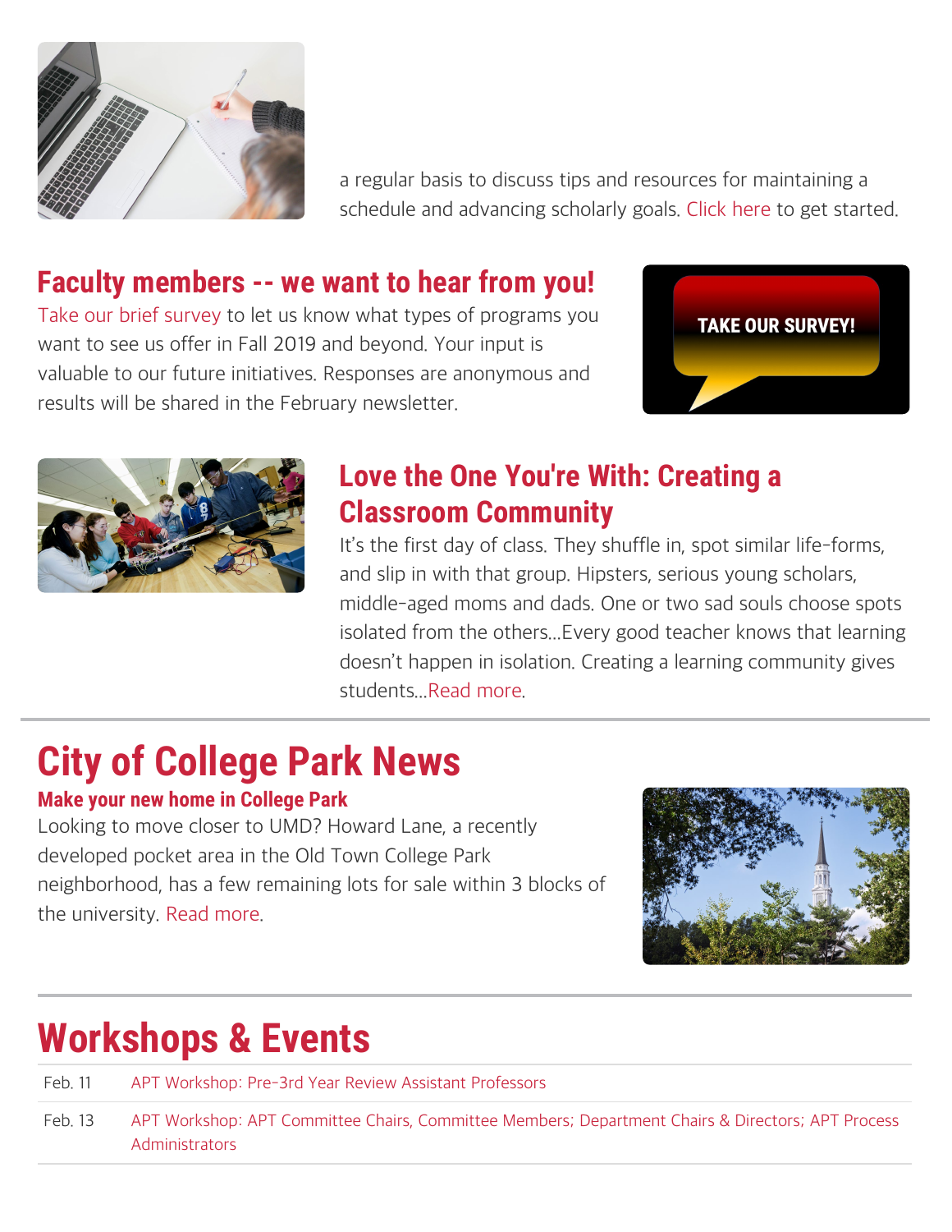a regular basis to discuss tips and resources for maintaining a schedule and advancing scholarly goals. Click here to get started.

## Faculty members -- we want to hear from you!

Take our brief survey to let us know what types of programs you want to see us offer in Fall 2019 and beyond. Your input is valuable to our future initiatives. Responses are anonymous and results will be shared in the February newsletter.

TAKE OUR SURVEY!

## Love the One You're With: Creating a Classroom Community

It's the first day of class. They shuffle in, spot similar life-forms, and slip in with that group. Hipsters, serious young scholars, middle-aged moms and dads. One or two sad souls choose spots isolated from the others...Every good teacher knows that learning doesn't happen in isolation. Creating a learning community gives students...Read more.

# City of College Park News

### Make your new home in College Park

Looking to move closer to UMD? Howard Lane, a recently developed pocket area in the Old Town College Park neighborhood, has a few remaining lots for sale within 3 blocks of the university. Read more.

# Workshops & Events

| | |
|---|---|
| Feb. 11 | APT Workshop: Pre-3rd Year Review Assistant Professors |
| Feb. 13 | APT Workshop: APT Committee Chairs, Committee Members; Department Chairs & Directors; APT Process Administrators |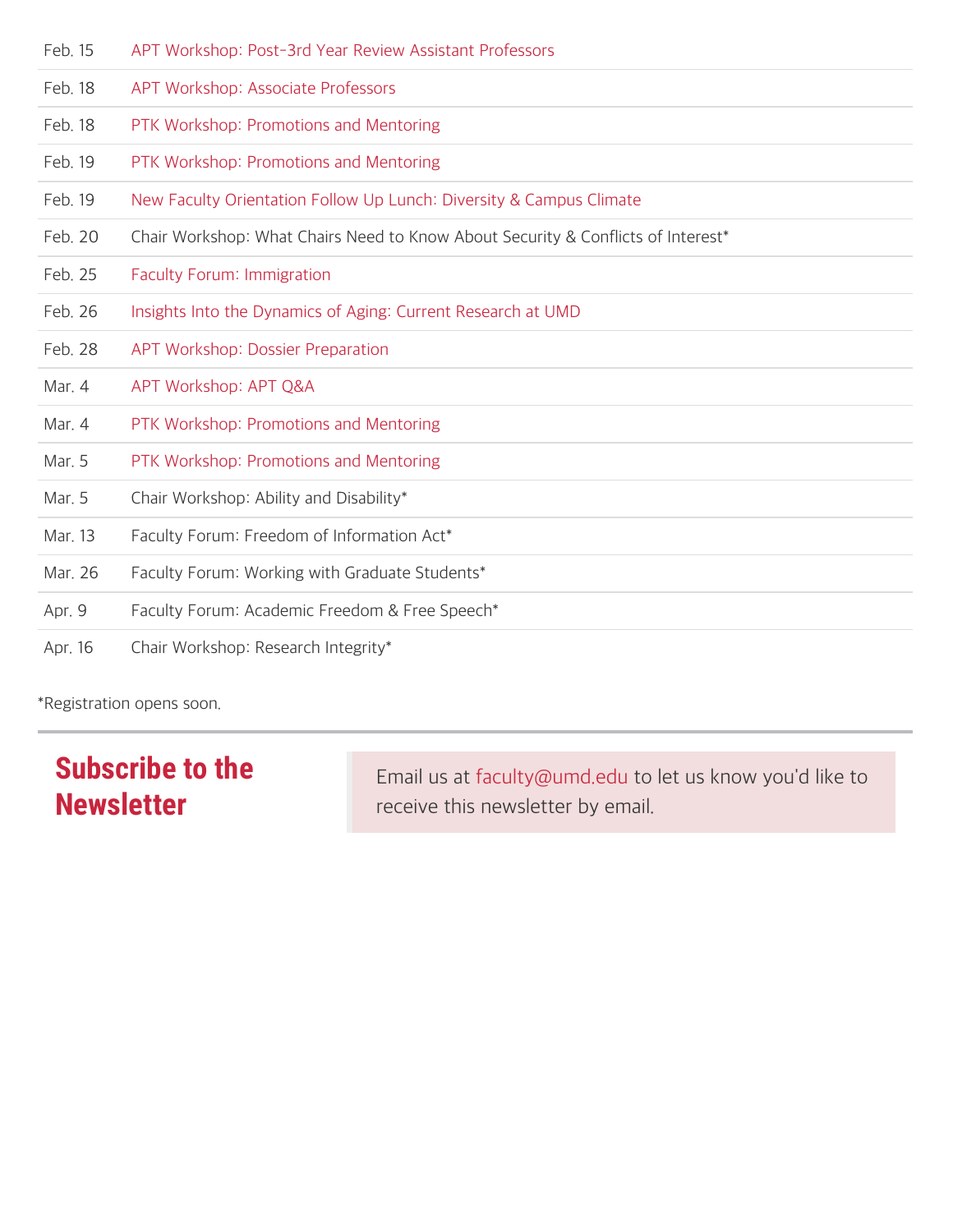| | |
|---|---|
| Feb. 15 | APT Workshop: Post-3rd Year Review Assistant Professors |
| Feb. 18 | APT Workshop: Associate Professors |
| Feb. 18 | PTK Workshop: Promotions and Mentoring |
| Feb. 19 | PTK Workshop: Promotions and Mentoring |
| Feb. 19 | New Faculty Orientation Follow Up Lunch: Diversity & Campus Climate |
| Feb. 20 | Chair Workshop: What Chairs Need to Know About Security & Conflicts of Interest* |
| Feb. 25 | Faculty Forum: Immigration |
| Feb. 26 | Insights Into the Dynamics of Aging: Current Research at UMD |
| Feb. 28 | APT Workshop: Dossier Preparation |
| Mar. 4 | APT Workshop: APT Q&A |
| Mar. 4 | PTK Workshop: Promotions and Mentoring |
| Mar. 5 | PTK Workshop: Promotions and Mentoring |
| Mar. 5 | Chair Workshop: Ability and Disability* |
| Mar. 13 | Faculty Forum: Freedom of Information Act* |
| Mar. 26 | Faculty Forum: Working with Graduate Students* |
| Apr. 9 | Faculty Forum: Academic Freedom & Free Speech* |
| Apr. 16 | Chair Workshop: Research Integrity* |

*Registration opens soon.

## Subscribe to the Newsletter

Email us at faculty@umd.edu to let us know you'd like to receive this newsletter by email.